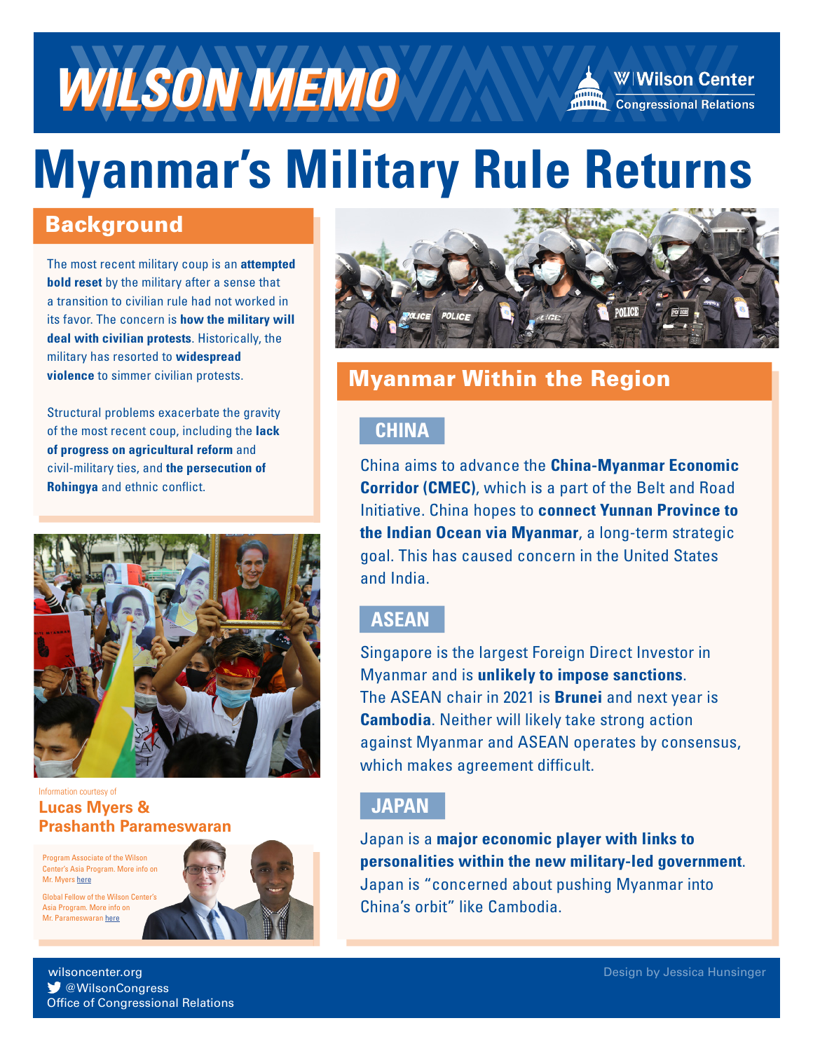# WILSON MEMO

Wilson Center
Congressional Relations

# Myanmar's Military Rule Returns

## Background

The most recent military coup is an **attempted bold reset** by the military after a sense that a transition to civilian rule had not worked in its favor. The concern is **how the military will deal with civilian protests**. Historically, the military has resorted to **widespread violence** to simmer civilian protests.

Structural problems exacerbate the gravity of the most recent coup, including the **lack of progress on agricultural reform** and civil-military ties, and **the persecution of Rohingya** and ethnic conflict.

Information courtesy of
**Lucas Myers & Prashanth Parameswaran**

Program Associate of the Wilson Center's Asia Program. More info on Mr. Myers here

Global Fellow of the Wilson Center's Asia Program. More info on Mr. Parameswaran here

## Myanmar Within the Region

### CHINA

China aims to advance the **China-Myanmar Economic Corridor (CMEC)**, which is a part of the Belt and Road Initiative. China hopes to **connect Yunnan Province to the Indian Ocean via Myanmar**, a long-term strategic goal. This has caused concern in the United States and India.

### ASEAN

Singapore is the largest Foreign Direct Investor in Myanmar and is **unlikely to impose sanctions**. The ASEAN chair in 2021 is **Brunei** and next year is **Cambodia**. Neither will likely take strong action against Myanmar and ASEAN operates by consensus, which makes agreement difficult.

### JAPAN

Japan is a **major economic player with links to personalities within the new military-led government**. Japan is "concerned about pushing Myanmar into China's orbit" like Cambodia.

wilsoncenter.org
@WilsonCongress
Office of Congressional Relations

Design by Jessica Hunsinger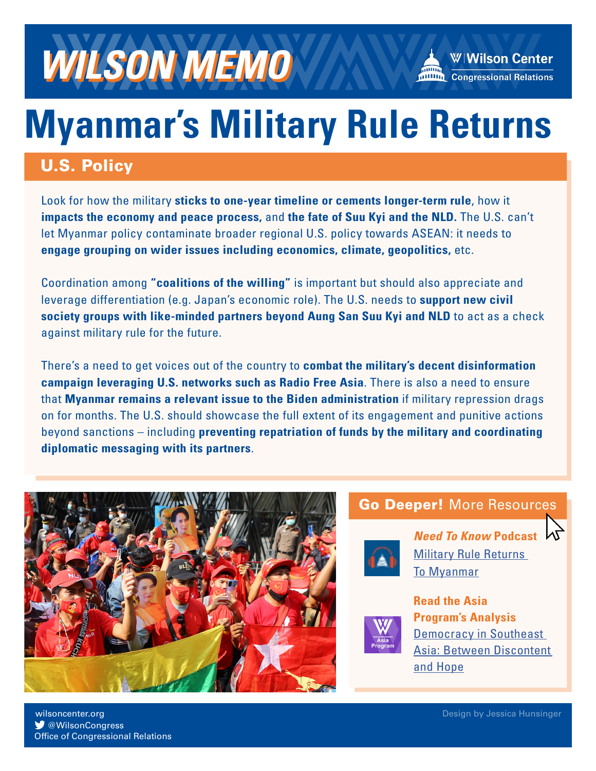# WILSON MEMO

W | Wilson Center
Congressional Relations

# Myanmar's Military Rule Returns

## U.S. Policy

Look for how the military **sticks to one-year timeline or cements longer-term rule**, how it **impacts the economy and peace process,** and **the fate of Suu Kyi and the NLD.** The U.S. can't let Myanmar policy contaminate broader regional U.S. policy towards ASEAN: it needs to **engage grouping on wider issues including economics, climate, geopolitics,** etc.

Coordination among **"coalitions of the willing"** is important but should also appreciate and leverage differentiation (e.g. Japan's economic role). The U.S. needs to **support new civil society groups with like-minded partners beyond Aung San Suu Kyi and NLD** to act as a check against military rule for the future.

There's a need to get voices out of the country to **combat the military's decent disinformation campaign leveraging U.S. networks such as Radio Free Asia**. There is also a need to ensure that **Myanmar remains a relevant issue to the Biden administration** if military repression drags on for months. The U.S. should showcase the full extent of its engagement and punitive actions beyond sanctions – including **preventing repatriation of funds by the military and coordinating diplomatic messaging with its partners**.

## Go Deeper! More Resources

***Need To Know* Podcast**
Military Rule Returns To Myanmar

**Read the Asia Program's Analysis**
Democracy in Southeast Asia: Between Discontent and Hope

wilsoncenter.org
@WilsonCongress
Office of Congressional Relations

Design by Jessica Hunsinger